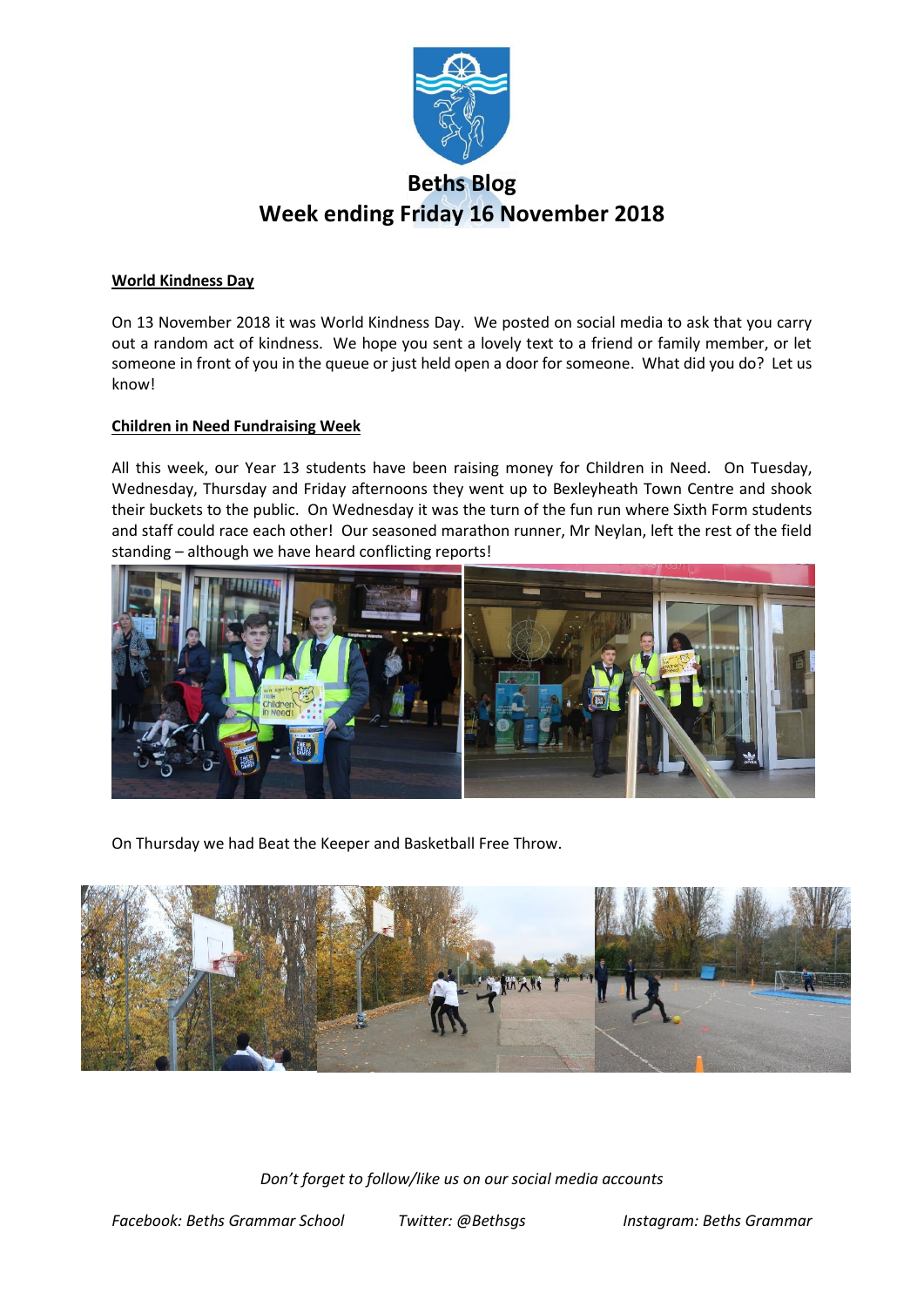# Beths Blog
# Week ending Friday 16 November 2018

**World Kindness Day**

On 13 November 2018 it was World Kindness Day. We posted on social media to ask that you carry out a random act of kindness. We hope you sent a lovely text to a friend or family member, or let someone in front of you in the queue or just held open a door for someone. What did you do? Let us know!

**Children in Need Fundraising Week**

All this week, our Year 13 students have been raising money for Children in Need. On Tuesday, Wednesday, Thursday and Friday afternoons they went up to Bexleyheath Town Centre and shook their buckets to the public. On Wednesday it was the turn of the fun run where Sixth Form students and staff could race each other! Our seasoned marathon runner, Mr Neylan, left the rest of the field standing – although we have heard conflicting reports!

On Thursday we had Beat the Keeper and Basketball Free Throw.

*Don't forget to follow/like us on our social media accounts*

*Facebook: Beths Grammar School* *Twitter: @Bethsgs* *Instagram: Beths Grammar*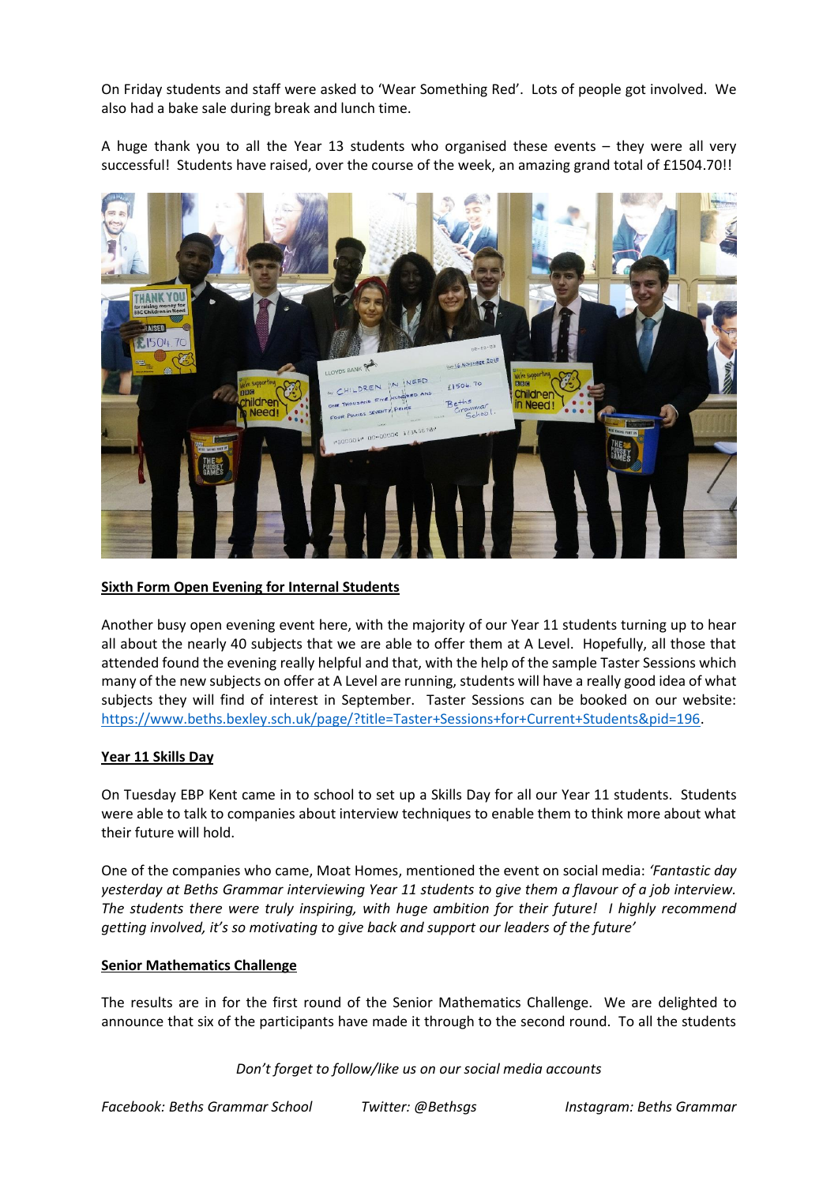On Friday students and staff were asked to 'Wear Something Red'. Lots of people got involved. We also had a bake sale during break and lunch time.

A huge thank you to all the Year 13 students who organised these events – they were all very successful! Students have raised, over the course of the week, an amazing grand total of £1504.70!!

**Sixth Form Open Evening for Internal Students**

Another busy open evening event here, with the majority of our Year 11 students turning up to hear all about the nearly 40 subjects that we are able to offer them at A Level. Hopefully, all those that attended found the evening really helpful and that, with the help of the sample Taster Sessions which many of the new subjects on offer at A Level are running, students will have a really good idea of what subjects they will find of interest in September. Taster Sessions can be booked on our website: https://www.beths.bexley.sch.uk/page/?title=Taster+Sessions+for+Current+Students&pid=196.

**Year 11 Skills Day**

On Tuesday EBP Kent came in to school to set up a Skills Day for all our Year 11 students. Students were able to talk to companies about interview techniques to enable them to think more about what their future will hold.

One of the companies who came, Moat Homes, mentioned the event on social media: *'Fantastic day yesterday at Beths Grammar interviewing Year 11 students to give them a flavour of a job interview. The students there were truly inspiring, with huge ambition for their future! I highly recommend getting involved, it's so motivating to give back and support our leaders of the future'*

**Senior Mathematics Challenge**

The results are in for the first round of the Senior Mathematics Challenge. We are delighted to announce that six of the participants have made it through to the second round. To all the students

*Don't forget to follow/like us on our social media accounts*

*Facebook: Beths Grammar School* *Twitter: @Bethsgs* *Instagram: Beths Grammar*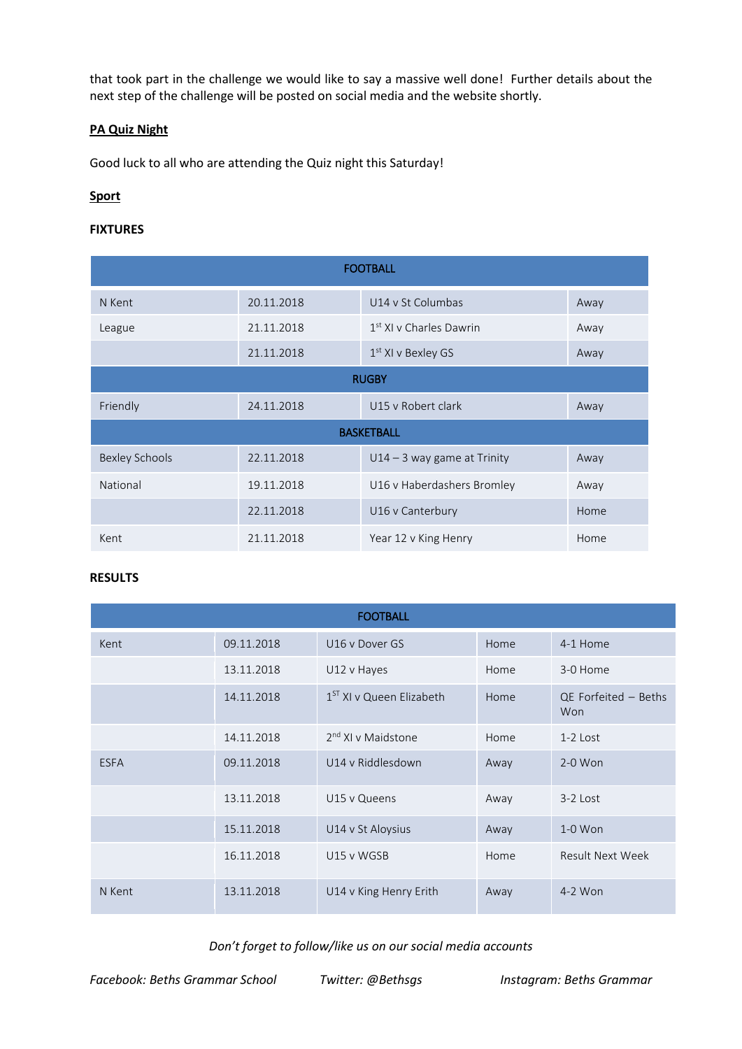that took part in the challenge we would like to say a massive well done! Further details about the next step of the challenge will be posted on social media and the website shortly.

**PA Quiz Night**

Good luck to all who are attending the Quiz night this Saturday!

**Sport**

**FIXTURES**

| FOOTBALL | | | |
|---|---|---|---|
| N Kent | 20.11.2018 | U14 v St Columbas | Away |
| League | 21.11.2018 | 1st XI v Charles Dawrin | Away |
| | 21.11.2018 | 1st XI v Bexley GS | Away |
| **RUGBY** | | | |
| Friendly | 24.11.2018 | U15 v Robert clark | Away |
| **BASKETBALL** | | | |
| Bexley Schools | 22.11.2018 | U14 – 3 way game at Trinity | Away |
| National | 19.11.2018 | U16 v Haberdashers Bromley | Away |
| | 22.11.2018 | U16 v Canterbury | Home |
| Kent | 21.11.2018 | Year 12 v King Henry | Home |

**RESULTS**

| FOOTBALL | | | | |
|---|---|---|---|---|
| Kent | 09.11.2018 | U16 v Dover GS | Home | 4-1 Home |
| | 13.11.2018 | U12 v Hayes | Home | 3-0 Home |
| | 14.11.2018 | 1ST XI v Queen Elizabeth | Home | QE Forfeited – Beths Won |
| | 14.11.2018 | 2nd XI v Maidstone | Home | 1-2 Lost |
| ESFA | 09.11.2018 | U14 v Riddlesdown | Away | 2-0 Won |
| | 13.11.2018 | U15 v Queens | Away | 3-2 Lost |
| | 15.11.2018 | U14 v St Aloysius | Away | 1-0 Won |
| | 16.11.2018 | U15 v WGSB | Home | Result Next Week |
| N Kent | 13.11.2018 | U14 v King Henry Erith | Away | 4-2 Won |

*Don't forget to follow/like us on our social media accounts*

*Facebook: Beths Grammar School* *Twitter: @Bethsgs* *Instagram: Beths Grammar*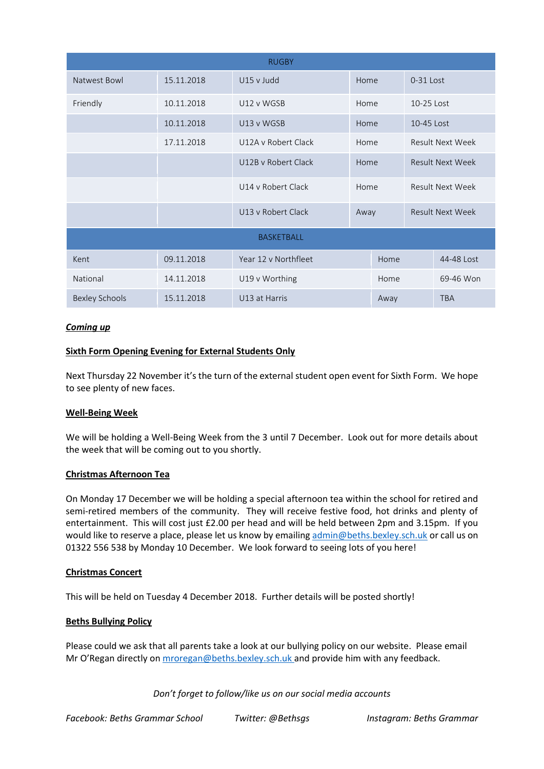| RUGBY | | | | |
|---|---|---|---|---|
| Natwest Bowl | 15.11.2018 | U15 v Judd | Home | 0-31 Lost |
| Friendly | 10.11.2018 | U12 v WGSB | Home | 10-25 Lost |
| | 10.11.2018 | U13 v WGSB | Home | 10-45 Lost |
| | 17.11.2018 | U12A v Robert Clack | Home | Result Next Week |
| | | U12B v Robert Clack | Home | Result Next Week |
| | | U14 v Robert Clack | Home | Result Next Week |
| | | U13 v Robert Clack | Away | Result Next Week |
| **BASKETBALL** | | | | |
| Kent | 09.11.2018 | Year 12 v Northfleet | Home | 44-48 Lost |
| National | 14.11.2018 | U19 v Worthing | Home | 69-46 Won |
| Bexley Schools | 15.11.2018 | U13 at Harris | Away | TBA |

***Coming up***

**Sixth Form Opening Evening for External Students Only**

Next Thursday 22 November it's the turn of the external student open event for Sixth Form. We hope to see plenty of new faces.

**Well-Being Week**

We will be holding a Well-Being Week from the 3 until 7 December. Look out for more details about the week that will be coming out to you shortly.

**Christmas Afternoon Tea**

On Monday 17 December we will be holding a special afternoon tea within the school for retired and semi-retired members of the community. They will receive festive food, hot drinks and plenty of entertainment. This will cost just £2.00 per head and will be held between 2pm and 3.15pm. If you would like to reserve a place, please let us know by emailing admin@beths.bexley.sch.uk or call us on 01322 556 538 by Monday 10 December. We look forward to seeing lots of you here!

**Christmas Concert**

This will be held on Tuesday 4 December 2018. Further details will be posted shortly!

**Beths Bullying Policy**

Please could we ask that all parents take a look at our bullying policy on our website. Please email Mr O'Regan directly on mroregan@beths.bexley.sch.uk and provide him with any feedback.

*Don't forget to follow/like us on our social media accounts*

*Facebook: Beths Grammar School* *Twitter: @Bethsgs* *Instagram: Beths Grammar*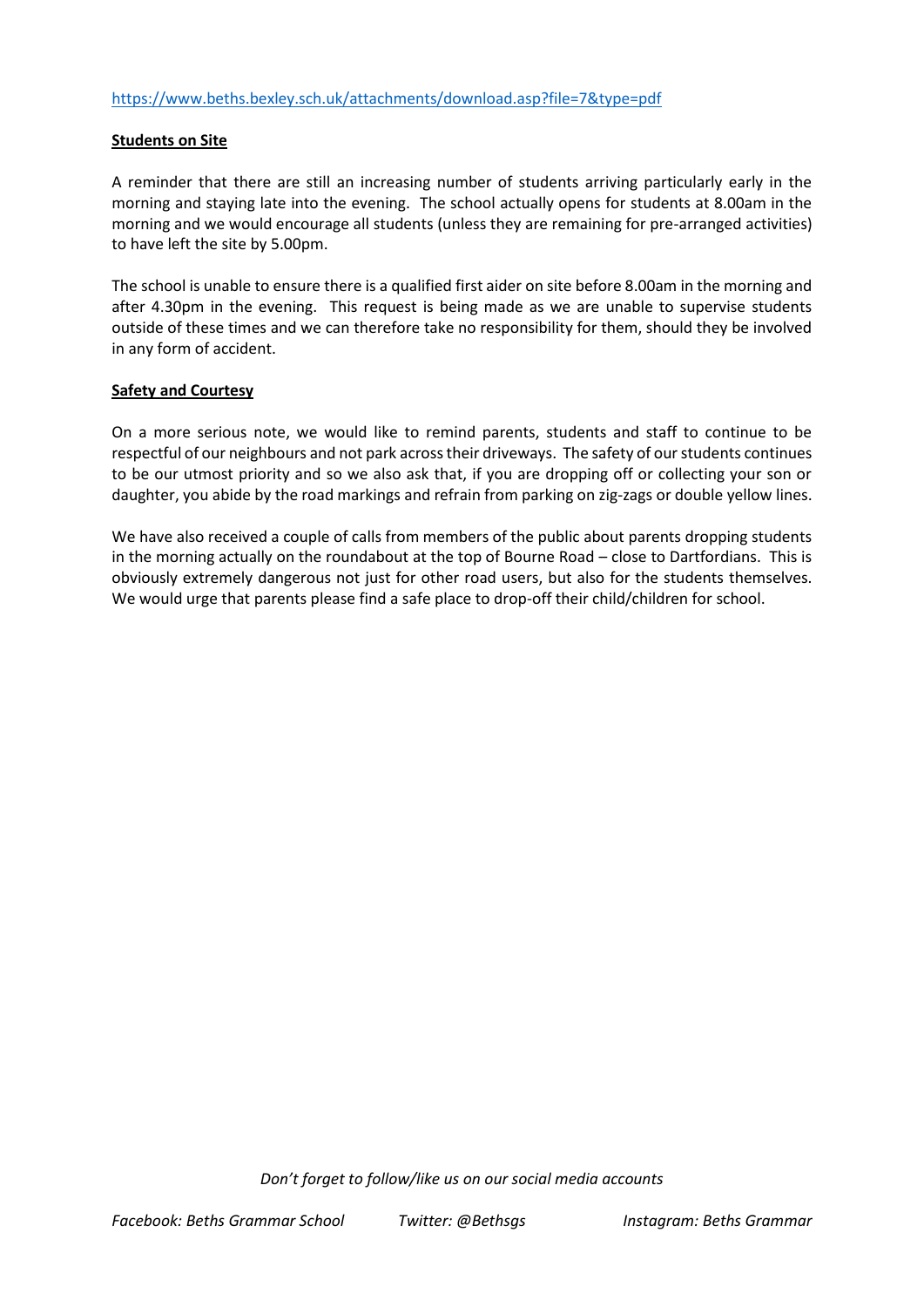https://www.beths.bexley.sch.uk/attachments/download.asp?file=7&type=pdf

**Students on Site**

A reminder that there are still an increasing number of students arriving particularly early in the morning and staying late into the evening. The school actually opens for students at 8.00am in the morning and we would encourage all students (unless they are remaining for pre-arranged activities) to have left the site by 5.00pm.

The school is unable to ensure there is a qualified first aider on site before 8.00am in the morning and after 4.30pm in the evening. This request is being made as we are unable to supervise students outside of these times and we can therefore take no responsibility for them, should they be involved in any form of accident.

**Safety and Courtesy**

On a more serious note, we would like to remind parents, students and staff to continue to be respectful of our neighbours and not park across their driveways. The safety of our students continues to be our utmost priority and so we also ask that, if you are dropping off or collecting your son or daughter, you abide by the road markings and refrain from parking on zig-zags or double yellow lines.

We have also received a couple of calls from members of the public about parents dropping students in the morning actually on the roundabout at the top of Bourne Road – close to Dartfordians. This is obviously extremely dangerous not just for other road users, but also for the students themselves. We would urge that parents please find a safe place to drop-off their child/children for school.

*Don't forget to follow/like us on our social media accounts*

*Facebook: Beths Grammar School* *Twitter: @Bethsgs* *Instagram: Beths Grammar*